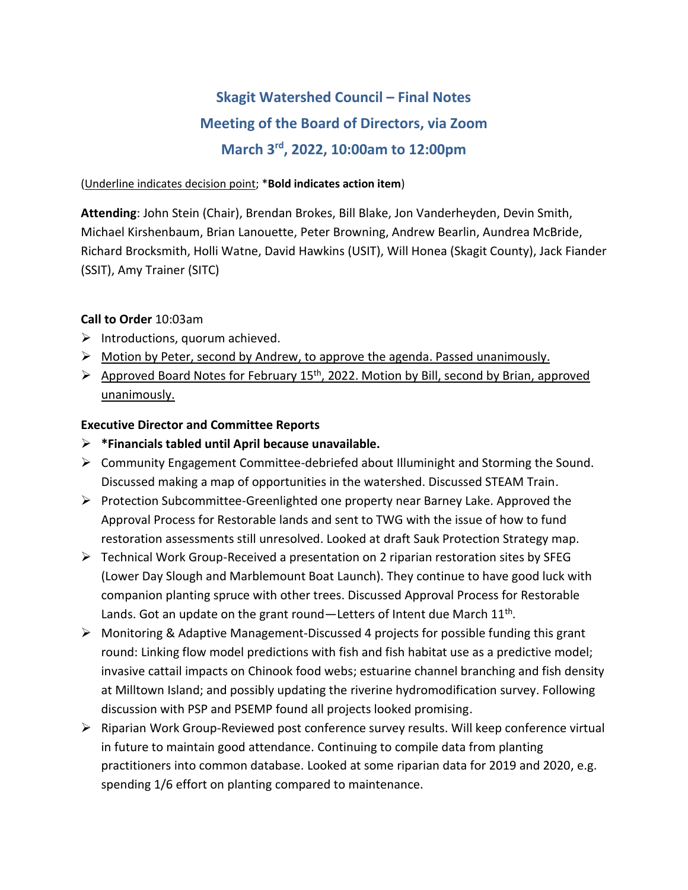# Skagit Watershed Council – Final Notes

## Meeting of the Board of Directors, via Zoom

## March 3rd, 2022, 10:00am to 12:00pm

(<u>Underline indicates decision point</u>; ***Bold indicates action item**)

**Attending**: John Stein (Chair), Brendan Brokes, Bill Blake, Jon Vanderheyden, Devin Smith, Michael Kirshenbaum, Brian Lanouette, Peter Browning, Andrew Bearlin, Aundrea McBride, Richard Brocksmith, Holli Watne, David Hawkins (USIT), Will Honea (Skagit County), Jack Fiander (SSIT), Amy Trainer (SITC)

**Call to Order** 10:03am

- Introductions, quorum achieved.
- <u>Motion by Peter, second by Andrew, to approve the agenda. Passed unanimously.</u>
- <u>Approved Board Notes for February 15th, 2022. Motion by Bill, second by Brian, approved unanimously.</u>

**Executive Director and Committee Reports**

- ***Financials tabled until April because unavailable.**
- Community Engagement Committee-debriefed about Illuminight and Storming the Sound. Discussed making a map of opportunities in the watershed. Discussed STEAM Train.
- Protection Subcommittee-Greenlighted one property near Barney Lake. Approved the Approval Process for Restorable lands and sent to TWG with the issue of how to fund restoration assessments still unresolved. Looked at draft Sauk Protection Strategy map.
- Technical Work Group-Received a presentation on 2 riparian restoration sites by SFEG (Lower Day Slough and Marblemount Boat Launch). They continue to have good luck with companion planting spruce with other trees. Discussed Approval Process for Restorable Lands. Got an update on the grant round—Letters of Intent due March 11th.
- Monitoring & Adaptive Management-Discussed 4 projects for possible funding this grant round: Linking flow model predictions with fish and fish habitat use as a predictive model; invasive cattail impacts on Chinook food webs; estuarine channel branching and fish density at Milltown Island; and possibly updating the riverine hydromodification survey. Following discussion with PSP and PSEMP found all projects looked promising.
- Riparian Work Group-Reviewed post conference survey results. Will keep conference virtual in future to maintain good attendance. Continuing to compile data from planting practitioners into common database. Looked at some riparian data for 2019 and 2020, e.g. spending 1/6 effort on planting compared to maintenance.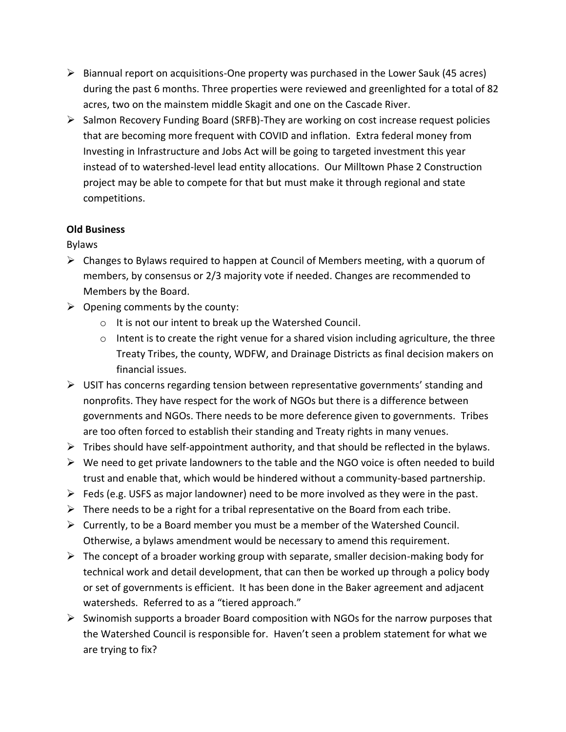- Biannual report on acquisitions-One property was purchased in the Lower Sauk (45 acres) during the past 6 months. Three properties were reviewed and greenlighted for a total of 82 acres, two on the mainstem middle Skagit and one on the Cascade River.
- Salmon Recovery Funding Board (SRFB)-They are working on cost increase request policies that are becoming more frequent with COVID and inflation. Extra federal money from Investing in Infrastructure and Jobs Act will be going to targeted investment this year instead of to watershed-level lead entity allocations. Our Milltown Phase 2 Construction project may be able to compete for that but must make it through regional and state competitions.

**Old Business**

Bylaws

- Changes to Bylaws required to happen at Council of Members meeting, with a quorum of members, by consensus or 2/3 majority vote if needed. Changes are recommended to Members by the Board.
- Opening comments by the county:
    - It is not our intent to break up the Watershed Council.
    - Intent is to create the right venue for a shared vision including agriculture, the three Treaty Tribes, the county, WDFW, and Drainage Districts as final decision makers on financial issues.
- USIT has concerns regarding tension between representative governments' standing and nonprofits. They have respect for the work of NGOs but there is a difference between governments and NGOs. There needs to be more deference given to governments. Tribes are too often forced to establish their standing and Treaty rights in many venues.
- Tribes should have self-appointment authority, and that should be reflected in the bylaws.
- We need to get private landowners to the table and the NGO voice is often needed to build trust and enable that, which would be hindered without a community-based partnership.
- Feds (e.g. USFS as major landowner) need to be more involved as they were in the past.
- There needs to be a right for a tribal representative on the Board from each tribe.
- Currently, to be a Board member you must be a member of the Watershed Council. Otherwise, a bylaws amendment would be necessary to amend this requirement.
- The concept of a broader working group with separate, smaller decision-making body for technical work and detail development, that can then be worked up through a policy body or set of governments is efficient. It has been done in the Baker agreement and adjacent watersheds. Referred to as a "tiered approach."
- Swinomish supports a broader Board composition with NGOs for the narrow purposes that the Watershed Council is responsible for. Haven't seen a problem statement for what we are trying to fix?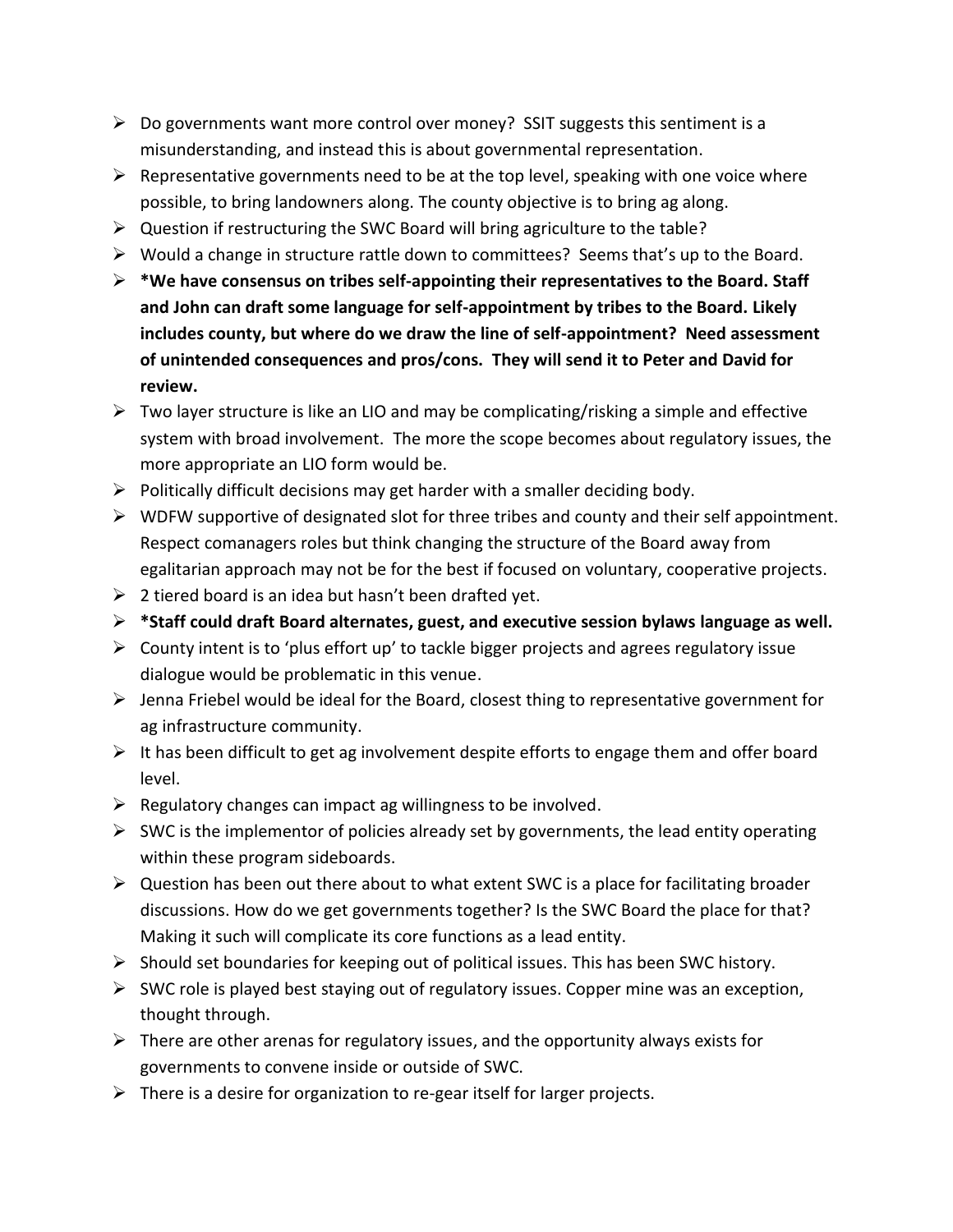- Do governments want more control over money? SSIT suggests this sentiment is a misunderstanding, and instead this is about governmental representation.
- Representative governments need to be at the top level, speaking with one voice where possible, to bring landowners along. The county objective is to bring ag along.
- Question if restructuring the SWC Board will bring agriculture to the table?
- Would a change in structure rattle down to committees? Seems that's up to the Board.
- **\*We have consensus on tribes self-appointing their representatives to the Board. Staff and John can draft some language for self-appointment by tribes to the Board. Likely includes county, but where do we draw the line of self-appointment? Need assessment of unintended consequences and pros/cons. They will send it to Peter and David for review.**
- Two layer structure is like an LIO and may be complicating/risking a simple and effective system with broad involvement. The more the scope becomes about regulatory issues, the more appropriate an LIO form would be.
- Politically difficult decisions may get harder with a smaller deciding body.
- WDFW supportive of designated slot for three tribes and county and their self appointment. Respect comanagers roles but think changing the structure of the Board away from egalitarian approach may not be for the best if focused on voluntary, cooperative projects.
- 2 tiered board is an idea but hasn't been drafted yet.
- **\*Staff could draft Board alternates, guest, and executive session bylaws language as well.**
- County intent is to 'plus effort up' to tackle bigger projects and agrees regulatory issue dialogue would be problematic in this venue.
- Jenna Friebel would be ideal for the Board, closest thing to representative government for ag infrastructure community.
- It has been difficult to get ag involvement despite efforts to engage them and offer board level.
- Regulatory changes can impact ag willingness to be involved.
- SWC is the implementor of policies already set by governments, the lead entity operating within these program sideboards.
- Question has been out there about to what extent SWC is a place for facilitating broader discussions. How do we get governments together? Is the SWC Board the place for that? Making it such will complicate its core functions as a lead entity.
- Should set boundaries for keeping out of political issues. This has been SWC history.
- SWC role is played best staying out of regulatory issues. Copper mine was an exception, thought through.
- There are other arenas for regulatory issues, and the opportunity always exists for governments to convene inside or outside of SWC.
- There is a desire for organization to re-gear itself for larger projects.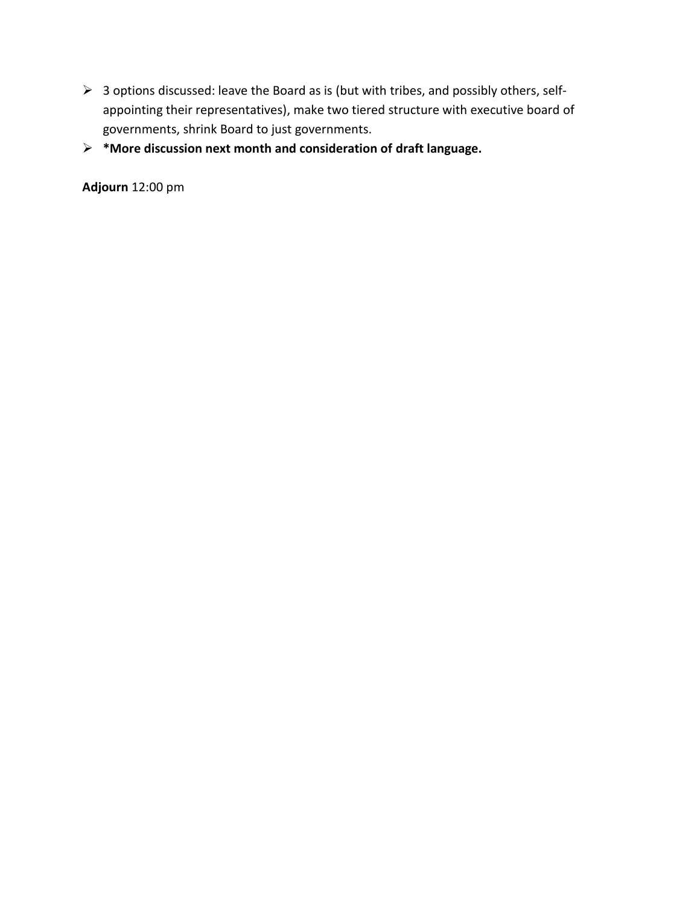- 3 options discussed: leave the Board as is (but with tribes, and possibly others, self-appointing their representatives), make two tiered structure with executive board of governments, shrink Board to just governments.
- **\*More discussion next month and consideration of draft language.**

**Adjourn** 12:00 pm